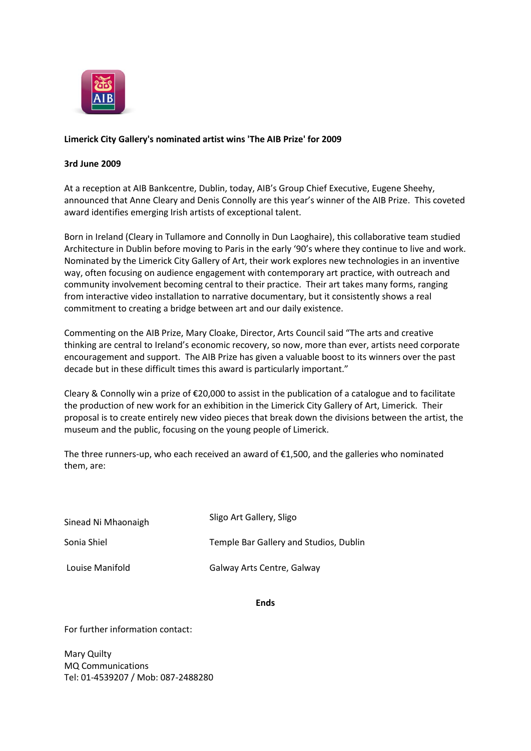**Limerick City Gallery's nominated artist wins 'The AIB Prize' for 2009**

**3rd June 2009**

At a reception at AIB Bankcentre, Dublin, today, AIB's Group Chief Executive, Eugene Sheehy, announced that Anne Cleary and Denis Connolly are this year's winner of the AIB Prize. This coveted award identifies emerging Irish artists of exceptional talent.

Born in Ireland (Cleary in Tullamore and Connolly in Dun Laoghaire), this collaborative team studied Architecture in Dublin before moving to Paris in the early '90's where they continue to live and work. Nominated by the Limerick City Gallery of Art, their work explores new technologies in an inventive way, often focusing on audience engagement with contemporary art practice, with outreach and community involvement becoming central to their practice. Their art takes many forms, ranging from interactive video installation to narrative documentary, but it consistently shows a real commitment to creating a bridge between art and our daily existence.

Commenting on the AIB Prize, Mary Cloake, Director, Arts Council said "The arts and creative thinking are central to Ireland's economic recovery, so now, more than ever, artists need corporate encouragement and support. The AIB Prize has given a valuable boost to its winners over the past decade but in these difficult times this award is particularly important."

Cleary & Connolly win a prize of €20,000 to assist in the publication of a catalogue and to facilitate the production of new work for an exhibition in the Limerick City Gallery of Art, Limerick. Their proposal is to create entirely new video pieces that break down the divisions between the artist, the museum and the public, focusing on the young people of Limerick.

The three runners-up, who each received an award of €1,500, and the galleries who nominated them, are:

| | |
|---|---|
| Sinead Ni Mhaonaigh | Sligo Art Gallery, Sligo |
| Sonia Shiel | Temple Bar Gallery and Studios, Dublin |
| Louise Manifold | Galway Arts Centre, Galway |

**Ends**

For further information contact:

Mary Quilty
MQ Communications
Tel: 01-4539207 / Mob: 087-2488280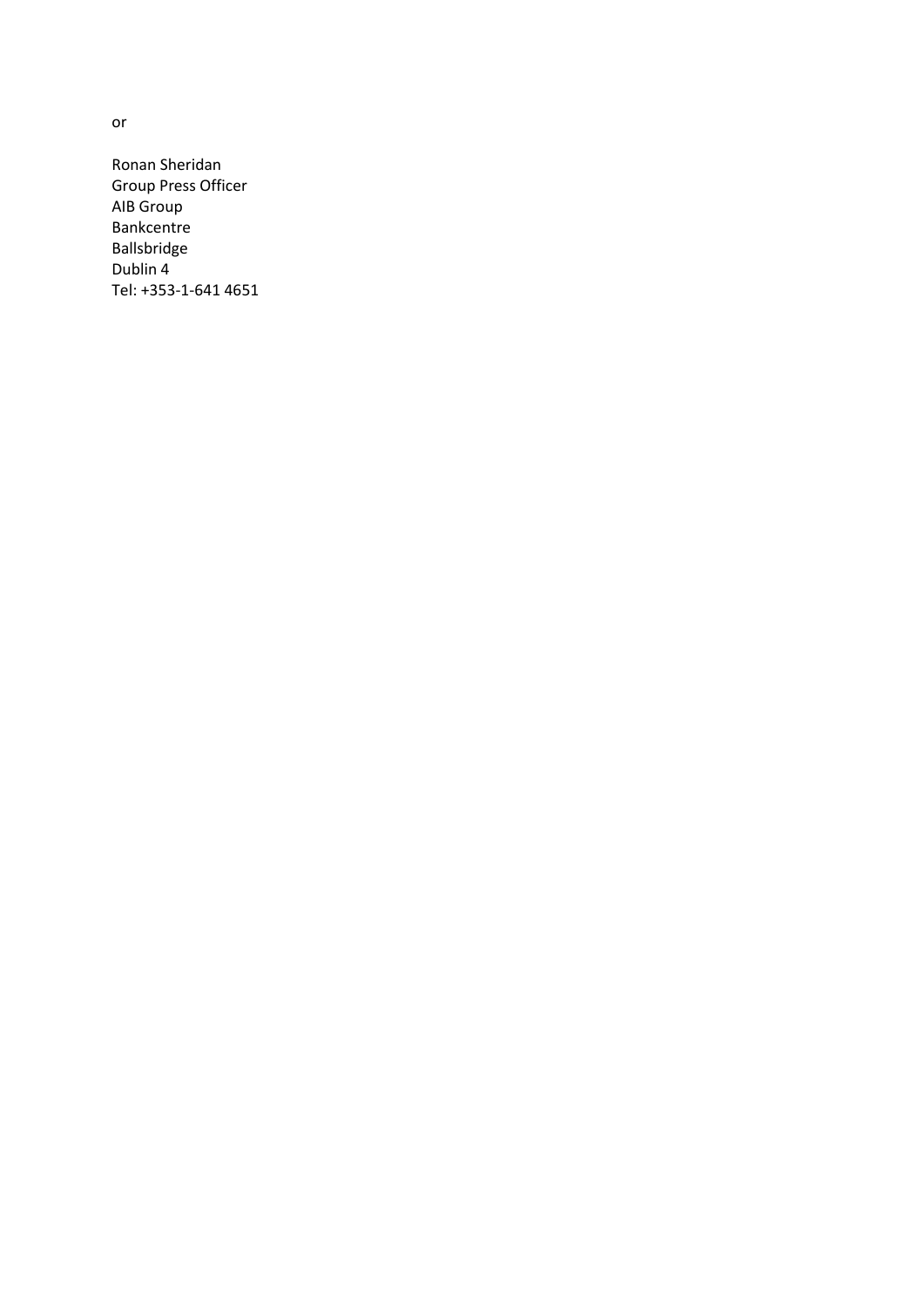or

Ronan Sheridan  
Group Press Officer  
AIB Group  
Bankcentre  
Ballsbridge  
Dublin 4  
Tel: +353-1-641 4651